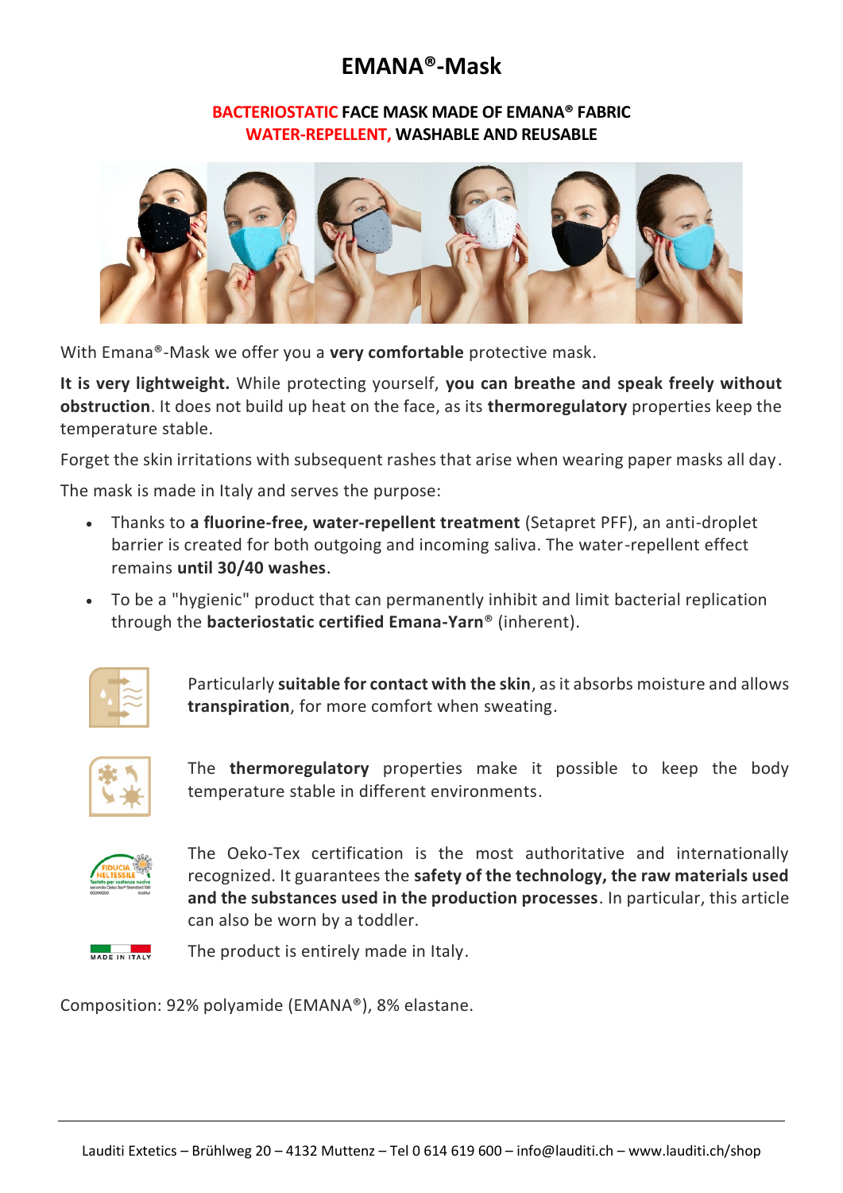# EMANA®-Mask

**BACTERIOSTATIC FACE MASK MADE OF EMANA® FABRIC**
**WATER-REPELLENT, WASHABLE AND REUSABLE**

With Emana®-Mask we offer you a **very comfortable** protective mask.

**It is very lightweight.** While protecting yourself, **you can breathe and speak freely without obstruction**. It does not build up heat on the face, as its **thermoregulatory** properties keep the temperature stable.

Forget the skin irritations with subsequent rashes that arise when wearing paper masks all day.

The mask is made in Italy and serves the purpose:

- Thanks to **a fluorine-free, water-repellent treatment** (Setapret PFF), an anti-droplet barrier is created for both outgoing and incoming saliva. The water-repellent effect remains **until 30/40 washes**.
- To be a "hygienic" product that can permanently inhibit and limit bacterial replication through the **bacteriostatic certified Emana-Yarn®** (inherent).

Particularly **suitable for contact with the skin**, as it absorbs moisture and allows **transpiration**, for more comfort when sweating.

The **thermoregulatory** properties make it possible to keep the body temperature stable in different environments.

The Oeko-Tex certification is the most authoritative and internationally recognized. It guarantees the **safety of the technology, the raw materials used and the substances used in the production processes**. In particular, this article can also be worn by a toddler.

The product is entirely made in Italy.

Composition: 92% polyamide (EMANA®), 8% elastane.

Lauditi Extetics – Brühlweg 20 – 4132 Muttenz – Tel 0 614 619 600 – info@lauditi.ch – www.lauditi.ch/shop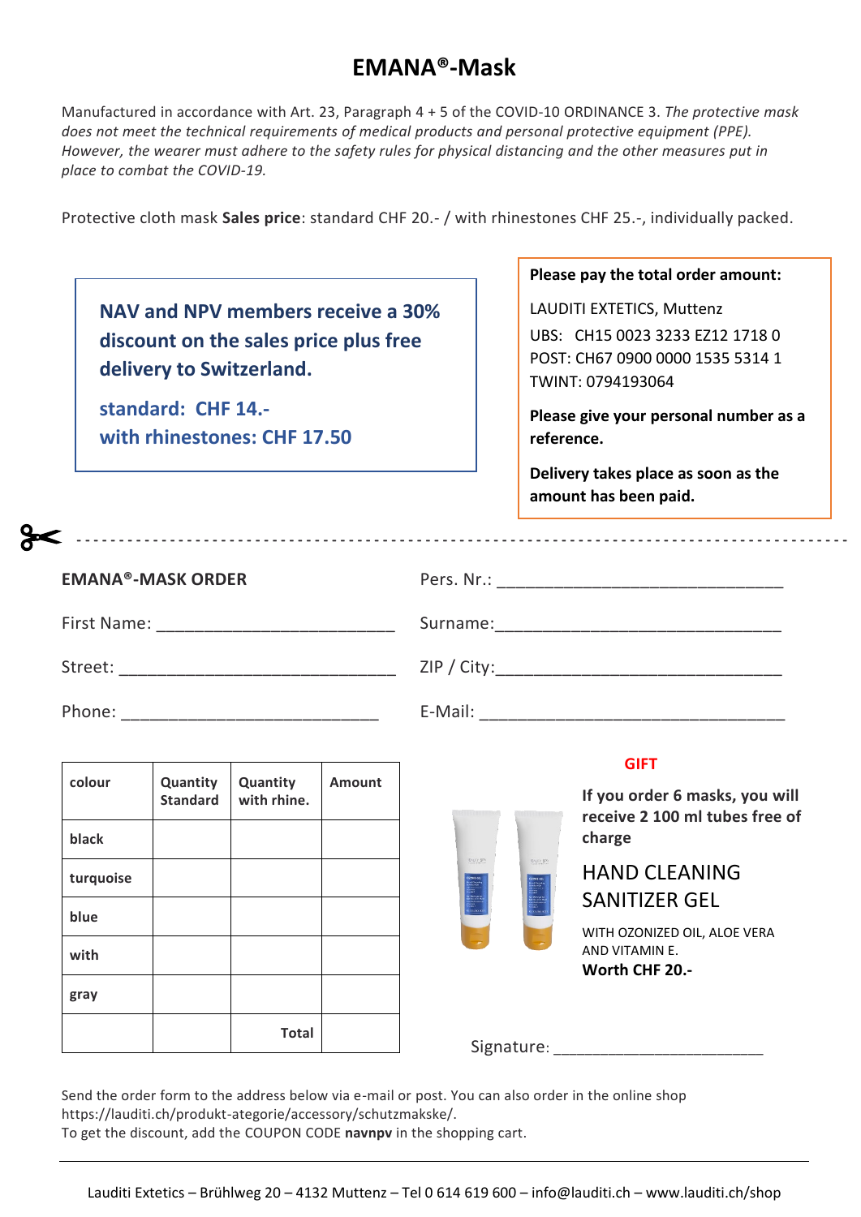# EMANA®-Mask

Manufactured in accordance with Art. 23, Paragraph 4 + 5 of the COVID-10 ORDINANCE 3. *The protective mask does not meet the technical requirements of medical products and personal protective equipment (PPE). However, the wearer must adhere to the safety rules for physical distancing and the other measures put in place to combat the COVID-19.*

Protective cloth mask **Sales price**: standard CHF 20.- / with rhinestones CHF 25.-, individually packed.

**NAV and NPV members receive a 30% discount on the sales price plus free delivery to Switzerland.**

**standard: CHF 14.-**
**with rhinestones: CHF 17.50**

**Please pay the total order amount:**

LAUDITI EXTETICS, Muttenz
UBS: CH15 0023 3233 EZ12 1718 0
POST: CH67 0900 0000 1535 5314 1
TWINT: 0794193064

**Please give your personal number as a reference.**

**Delivery takes place as soon as the amount has been paid.**

---

**EMANA®-MASK ORDER**

Pers. Nr.: ______________________________

First Name: ________________________ Surname: ______________________________

Street: ____________________________ ZIP / City: ______________________________

Phone: ___________________________ E-Mail: ________________________________

| colour | Quantity Standard | Quantity with rhine. | Amount |
|---|---|---|---|
| black | | | |
| turquoise | | | |
| blue | | | |
| with | | | |
| gray | | | |
| | | Total | |

**GIFT**

**If you order 6 masks, you will receive 2 100 ml tubes free of charge**

HAND CLEANING SANITIZER GEL

WITH OZONIZED OIL, ALOE VERA AND VITAMIN E.
**Worth CHF 20.-**

Signature: ______________________

Send the order form to the address below via e-mail or post. You can also order in the online shop https://lauditi.ch/produkt-ategorie/accessory/schutzmakske/.
To get the discount, add the COUPON CODE **navnpv** in the shopping cart.

Lauditi Extetics – Brühlweg 20 – 4132 Muttenz – Tel 0 614 619 600 – info@lauditi.ch – www.lauditi.ch/shop